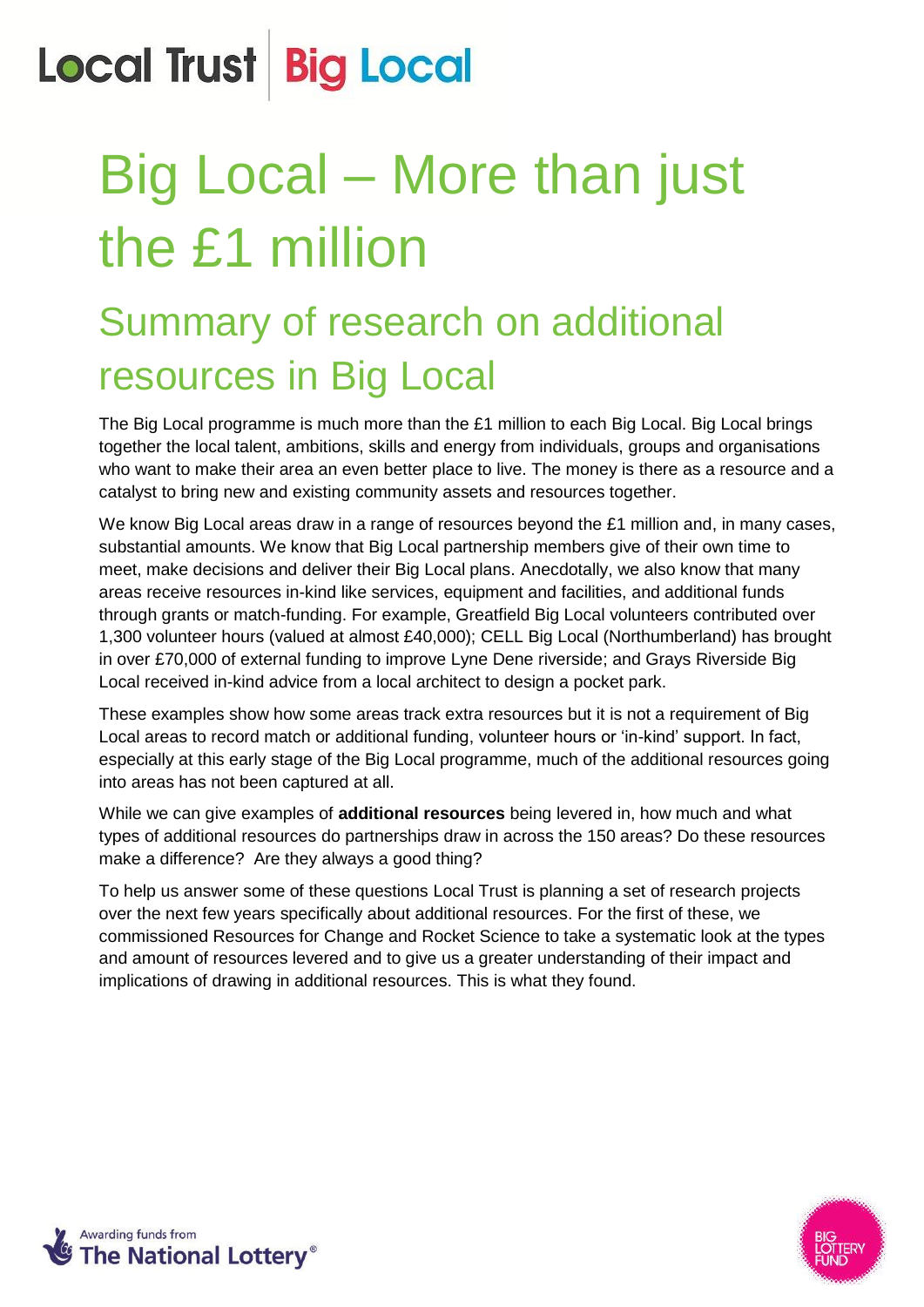Local Trust | Big Local

# Big Local – More than just the £1 million

## Summary of research on additional resources in Big Local

The Big Local programme is much more than the £1 million to each Big Local. Big Local brings together the local talent, ambitions, skills and energy from individuals, groups and organisations who want to make their area an even better place to live. The money is there as a resource and a catalyst to bring new and existing community assets and resources together.

We know Big Local areas draw in a range of resources beyond the £1 million and, in many cases, substantial amounts. We know that Big Local partnership members give of their own time to meet, make decisions and deliver their Big Local plans. Anecdotally, we also know that many areas receive resources in-kind like services, equipment and facilities, and additional funds through grants or match-funding. For example, Greatfield Big Local volunteers contributed over 1,300 volunteer hours (valued at almost £40,000); CELL Big Local (Northumberland) has brought in over £70,000 of external funding to improve Lyne Dene riverside; and Grays Riverside Big Local received in-kind advice from a local architect to design a pocket park.

These examples show how some areas track extra resources but it is not a requirement of Big Local areas to record match or additional funding, volunteer hours or 'in-kind' support. In fact, especially at this early stage of the Big Local programme, much of the additional resources going into areas has not been captured at all.

While we can give examples of **additional resources** being levered in, how much and what types of additional resources do partnerships draw in across the 150 areas? Do these resources make a difference? Are they always a good thing?

To help us answer some of these questions Local Trust is planning a set of research projects over the next few years specifically about additional resources. For the first of these, we commissioned Resources for Change and Rocket Science to take a systematic look at the types and amount of resources levered and to give us a greater understanding of their impact and implications of drawing in additional resources. This is what they found.

Awarding funds from The National Lottery®

BIG LOTTERY FUND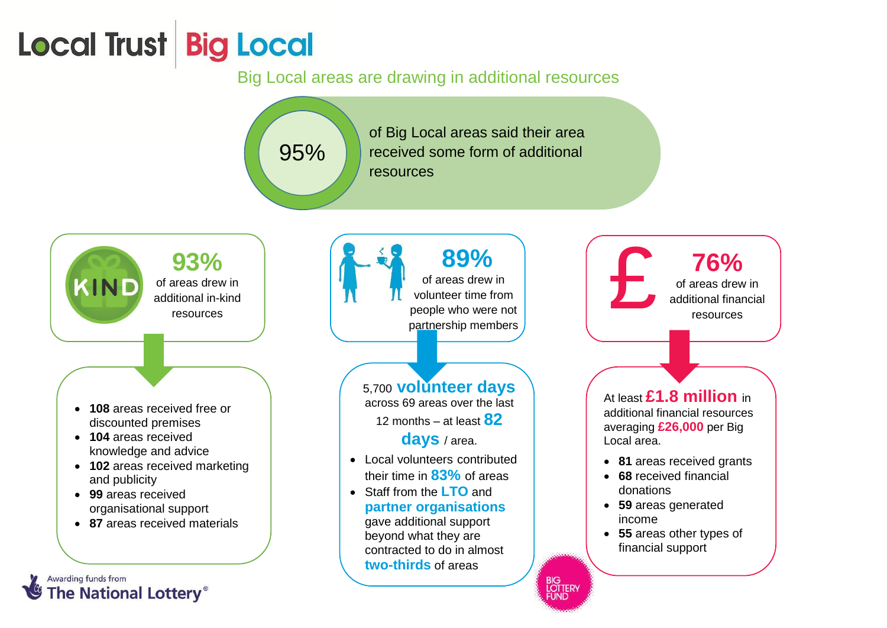# Local Trust | Big Local

## Big Local areas are drawing in additional resources

**95%** of Big Local areas said their area received some form of additional resources

### 93%
of areas drew in additional in-kind resources

- **108** areas received free or discounted premises
- **104** areas received knowledge and advice
- **102** areas received marketing and publicity
- **99** areas received organisational support
- **87** areas received materials

### 89%
of areas drew in volunteer time from people who were not partnership members

5,700 **volunteer days** across 69 areas over the last 12 months – at least **82 days** / area.

- Local volunteers contributed their time in **83%** of areas
- Staff from the **LTO** and **partner organisations** gave additional support beyond what they are contracted to do in almost **two-thirds** of areas

### 76%
of areas drew in additional financial resources

At least **£1.8 million** in additional financial resources averaging **£26,000** per Big Local area.

- **81** areas received grants
- **68** received financial donations
- **59** areas generated income
- **55** areas other types of financial support

Awarding funds from The National Lottery®

BIG LOTTERY FUND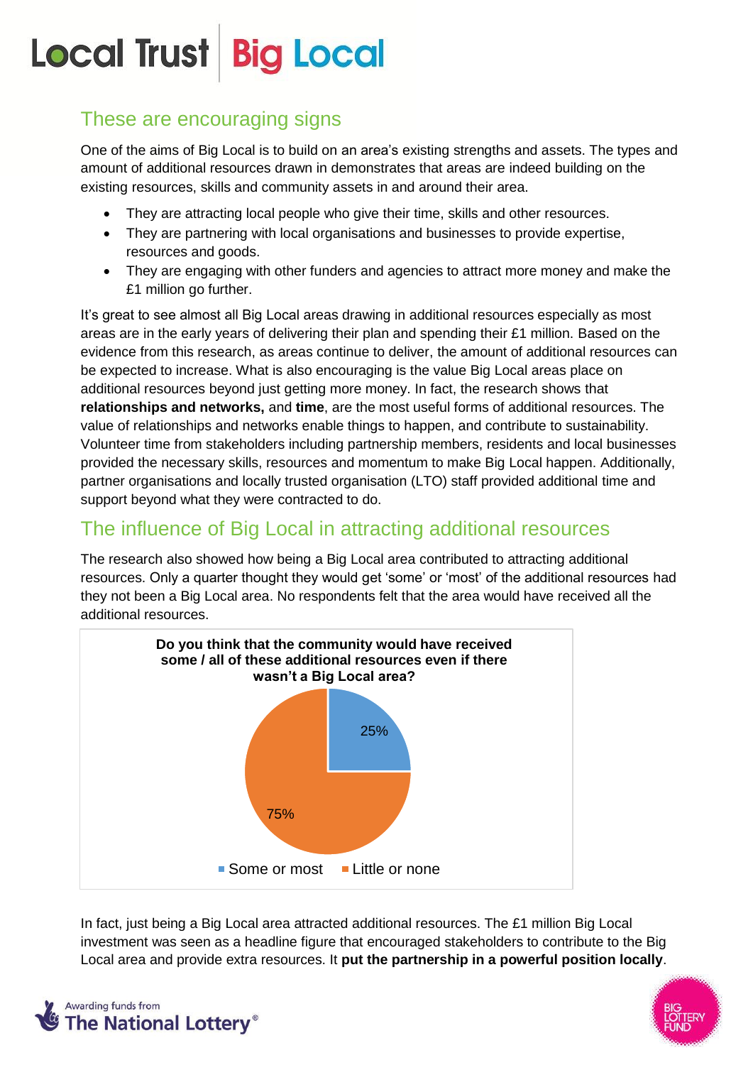## These are encouraging signs

One of the aims of Big Local is to build on an area's existing strengths and assets. The types and amount of additional resources drawn in demonstrates that areas are indeed building on the existing resources, skills and community assets in and around their area.

- They are attracting local people who give their time, skills and other resources.
- They are partnering with local organisations and businesses to provide expertise, resources and goods.
- They are engaging with other funders and agencies to attract more money and make the £1 million go further.

It's great to see almost all Big Local areas drawing in additional resources especially as most areas are in the early years of delivering their plan and spending their £1 million. Based on the evidence from this research, as areas continue to deliver, the amount of additional resources can be expected to increase. What is also encouraging is the value Big Local areas place on additional resources beyond just getting more money. In fact, the research shows that **relationships and networks,** and **time**, are the most useful forms of additional resources. The value of relationships and networks enable things to happen, and contribute to sustainability. Volunteer time from stakeholders including partnership members, residents and local businesses provided the necessary skills, resources and momentum to make Big Local happen. Additionally, partner organisations and locally trusted organisation (LTO) staff provided additional time and support beyond what they were contracted to do.

## The influence of Big Local in attracting additional resources

The research also showed how being a Big Local area contributed to attracting additional resources. Only a quarter thought they would get 'some' or 'most' of the additional resources had they not been a Big Local area. No respondents felt that the area would have received all the additional resources.

**Do you think that the community would have received some / all of these additional resources even if there wasn't a Big Local area?**

| Response | Percentage |
|---|---|
| Some or most | 25% |
| Little or none | 75% |

In fact, just being a Big Local area attracted additional resources. The £1 million Big Local investment was seen as a headline figure that encouraged stakeholders to contribute to the Big Local area and provide extra resources. It **put the partnership in a powerful position locally**.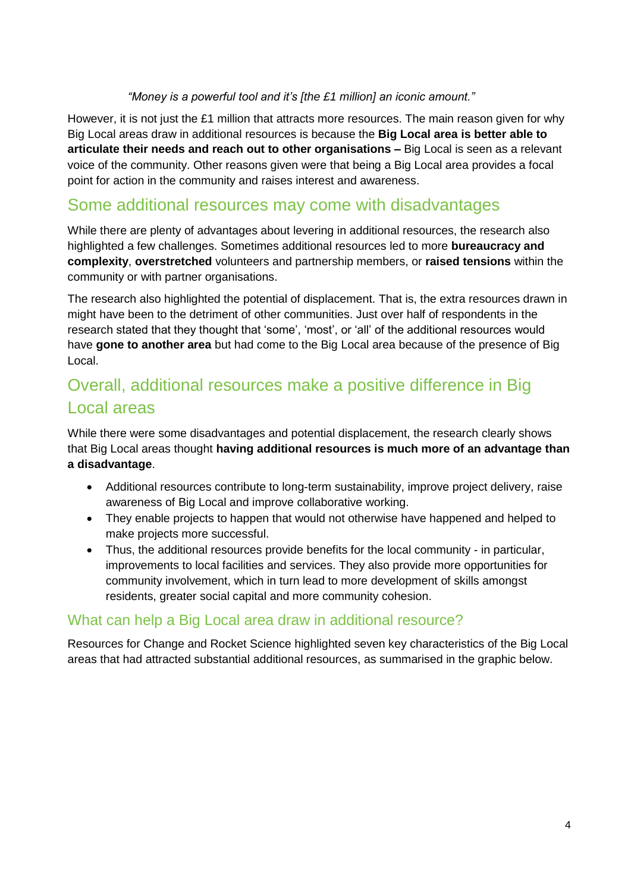*"Money is a powerful tool and it's [the £1 million] an iconic amount."*

However, it is not just the £1 million that attracts more resources. The main reason given for why Big Local areas draw in additional resources is because the **Big Local area is better able to articulate their needs and reach out to other organisations –** Big Local is seen as a relevant voice of the community. Other reasons given were that being a Big Local area provides a focal point for action in the community and raises interest and awareness.

## Some additional resources may come with disadvantages

While there are plenty of advantages about levering in additional resources, the research also highlighted a few challenges. Sometimes additional resources led to more **bureaucracy and complexity**, **overstretched** volunteers and partnership members, or **raised tensions** within the community or with partner organisations.

The research also highlighted the potential of displacement. That is, the extra resources drawn in might have been to the detriment of other communities. Just over half of respondents in the research stated that they thought that 'some', 'most', or 'all' of the additional resources would have **gone to another area** but had come to the Big Local area because of the presence of Big Local.

## Overall, additional resources make a positive difference in Big Local areas

While there were some disadvantages and potential displacement, the research clearly shows that Big Local areas thought **having additional resources is much more of an advantage than a disadvantage**.

- Additional resources contribute to long-term sustainability, improve project delivery, raise awareness of Big Local and improve collaborative working.
- They enable projects to happen that would not otherwise have happened and helped to make projects more successful.
- Thus, the additional resources provide benefits for the local community - in particular, improvements to local facilities and services. They also provide more opportunities for community involvement, which in turn lead to more development of skills amongst residents, greater social capital and more community cohesion.

### What can help a Big Local area draw in additional resource?

Resources for Change and Rocket Science highlighted seven key characteristics of the Big Local areas that had attracted substantial additional resources, as summarised in the graphic below.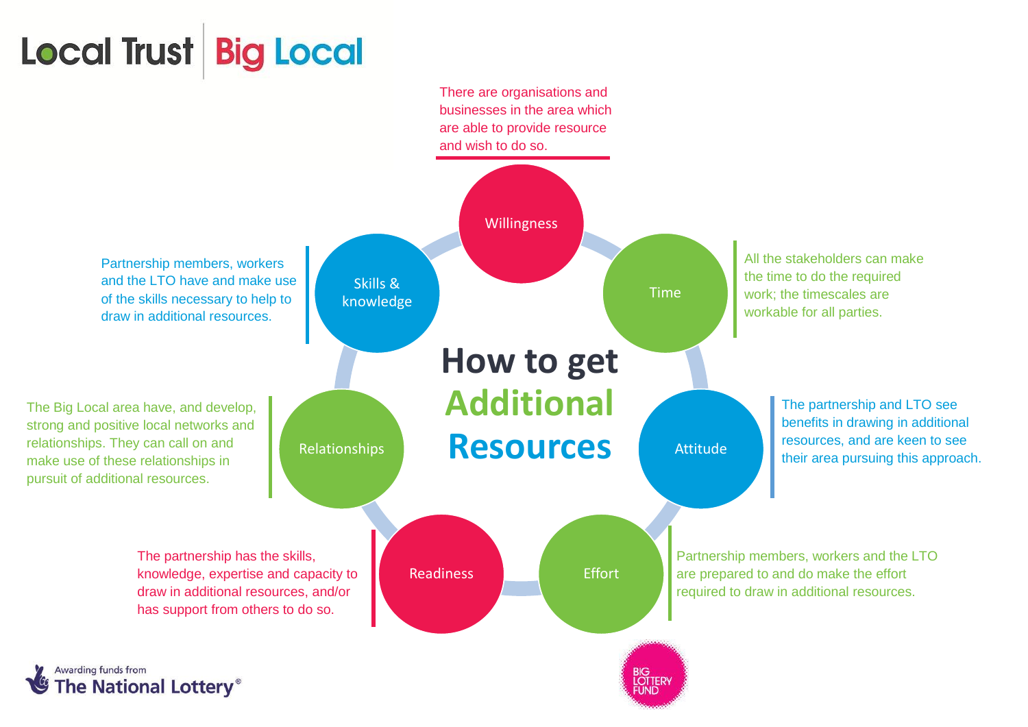# How to get Additional Resources

**Willingness**
There are organisations and businesses in the area which are able to provide resource and wish to do so.

**Time**
All the stakeholders can make the time to do the required work; the timescales are workable for all parties.

**Attitude**
The partnership and LTO see benefits in drawing in additional resources, and are keen to see their area pursuing this approach.

**Effort**
Partnership members, workers and the LTO are prepared to and do make the effort required to draw in additional resources.

**Readiness**
The partnership has the skills, knowledge, expertise and capacity to draw in additional resources, and/or has support from others to do so.

**Relationships**
The Big Local area have, and develop, strong and positive local networks and relationships. They can call on and make use of these relationships in pursuit of additional resources.

**Skills & knowledge**
Partnership members, workers and the LTO have and make use of the skills necessary to help to draw in additional resources.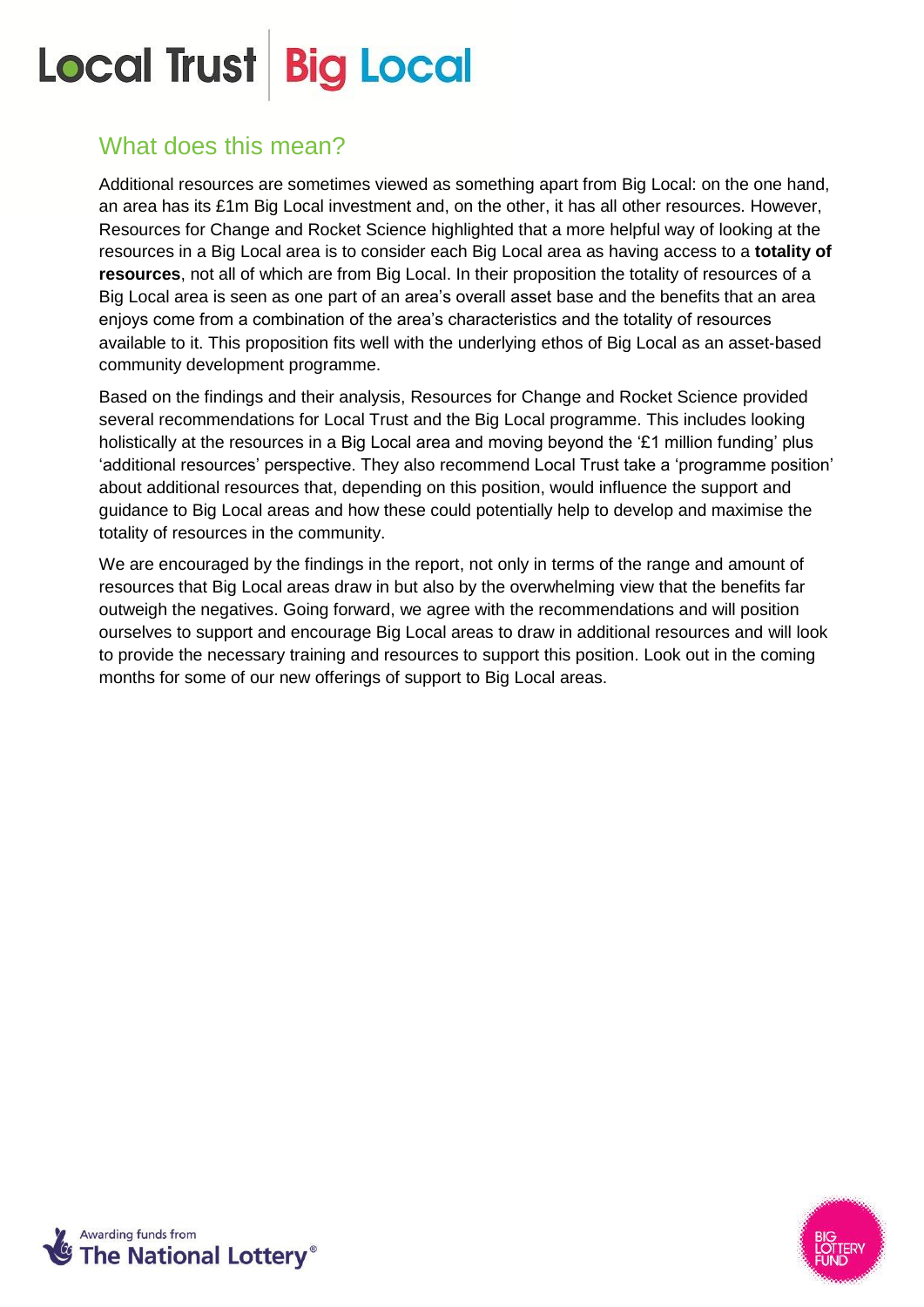## What does this mean?

Additional resources are sometimes viewed as something apart from Big Local: on the one hand, an area has its £1m Big Local investment and, on the other, it has all other resources. However, Resources for Change and Rocket Science highlighted that a more helpful way of looking at the resources in a Big Local area is to consider each Big Local area as having access to a **totality of resources**, not all of which are from Big Local. In their proposition the totality of resources of a Big Local area is seen as one part of an area's overall asset base and the benefits that an area enjoys come from a combination of the area's characteristics and the totality of resources available to it. This proposition fits well with the underlying ethos of Big Local as an asset-based community development programme.

Based on the findings and their analysis, Resources for Change and Rocket Science provided several recommendations for Local Trust and the Big Local programme. This includes looking holistically at the resources in a Big Local area and moving beyond the '£1 million funding' plus 'additional resources' perspective. They also recommend Local Trust take a 'programme position' about additional resources that, depending on this position, would influence the support and guidance to Big Local areas and how these could potentially help to develop and maximise the totality of resources in the community.

We are encouraged by the findings in the report, not only in terms of the range and amount of resources that Big Local areas draw in but also by the overwhelming view that the benefits far outweigh the negatives. Going forward, we agree with the recommendations and will position ourselves to support and encourage Big Local areas to draw in additional resources and will look to provide the necessary training and resources to support this position. Look out in the coming months for some of our new offerings of support to Big Local areas.